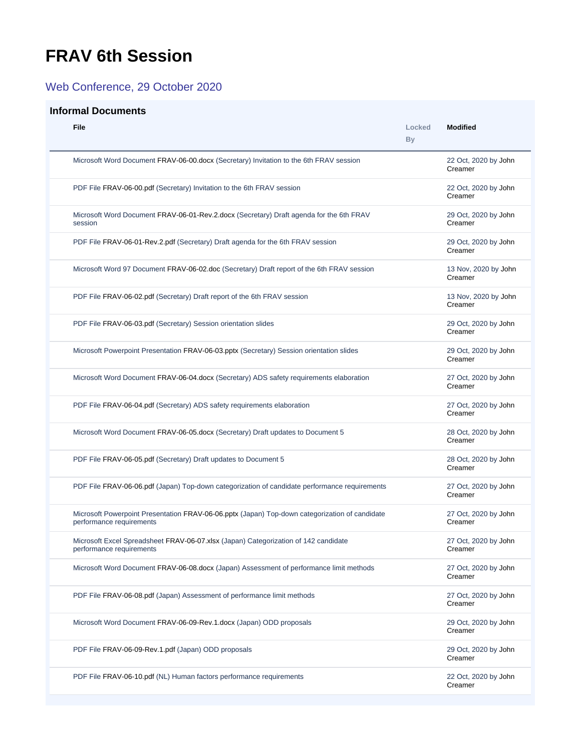# FRAV 6th Session

## Web Conference, 29 October 2020

### Informal Documents

| File | Locked By | Modified |
|---|---|---|
| Microsoft Word Document FRAV-06-00.docx (Secretary) Invitation to the 6th FRAV session | | 22 Oct, 2020 by John Creamer |
| PDF File FRAV-06-00.pdf (Secretary) Invitation to the 6th FRAV session | | 22 Oct, 2020 by John Creamer |
| Microsoft Word Document FRAV-06-01-Rev.2.docx (Secretary) Draft agenda for the 6th FRAV session | | 29 Oct, 2020 by John Creamer |
| PDF File FRAV-06-01-Rev.2.pdf (Secretary) Draft agenda for the 6th FRAV session | | 29 Oct, 2020 by John Creamer |
| Microsoft Word 97 Document FRAV-06-02.doc (Secretary) Draft report of the 6th FRAV session | | 13 Nov, 2020 by John Creamer |
| PDF File FRAV-06-02.pdf (Secretary) Draft report of the 6th FRAV session | | 13 Nov, 2020 by John Creamer |
| PDF File FRAV-06-03.pdf (Secretary) Session orientation slides | | 29 Oct, 2020 by John Creamer |
| Microsoft Powerpoint Presentation FRAV-06-03.pptx (Secretary) Session orientation slides | | 29 Oct, 2020 by John Creamer |
| Microsoft Word Document FRAV-06-04.docx (Secretary) ADS safety requirements elaboration | | 27 Oct, 2020 by John Creamer |
| PDF File FRAV-06-04.pdf (Secretary) ADS safety requirements elaboration | | 27 Oct, 2020 by John Creamer |
| Microsoft Word Document FRAV-06-05.docx (Secretary) Draft updates to Document 5 | | 28 Oct, 2020 by John Creamer |
| PDF File FRAV-06-05.pdf (Secretary) Draft updates to Document 5 | | 28 Oct, 2020 by John Creamer |
| PDF File FRAV-06-06.pdf (Japan) Top-down categorization of candidate performance requirements | | 27 Oct, 2020 by John Creamer |
| Microsoft Powerpoint Presentation FRAV-06-06.pptx (Japan) Top-down categorization of candidate performance requirements | | 27 Oct, 2020 by John Creamer |
| Microsoft Excel Spreadsheet FRAV-06-07.xlsx (Japan) Categorization of 142 candidate performance requirements | | 27 Oct, 2020 by John Creamer |
| Microsoft Word Document FRAV-06-08.docx (Japan) Assessment of performance limit methods | | 27 Oct, 2020 by John Creamer |
| PDF File FRAV-06-08.pdf (Japan) Assessment of performance limit methods | | 27 Oct, 2020 by John Creamer |
| Microsoft Word Document FRAV-06-09-Rev.1.docx (Japan) ODD proposals | | 29 Oct, 2020 by John Creamer |
| PDF File FRAV-06-09-Rev.1.pdf (Japan) ODD proposals | | 29 Oct, 2020 by John Creamer |
| PDF File FRAV-06-10.pdf (NL) Human factors performance requirements | | 22 Oct, 2020 by John Creamer |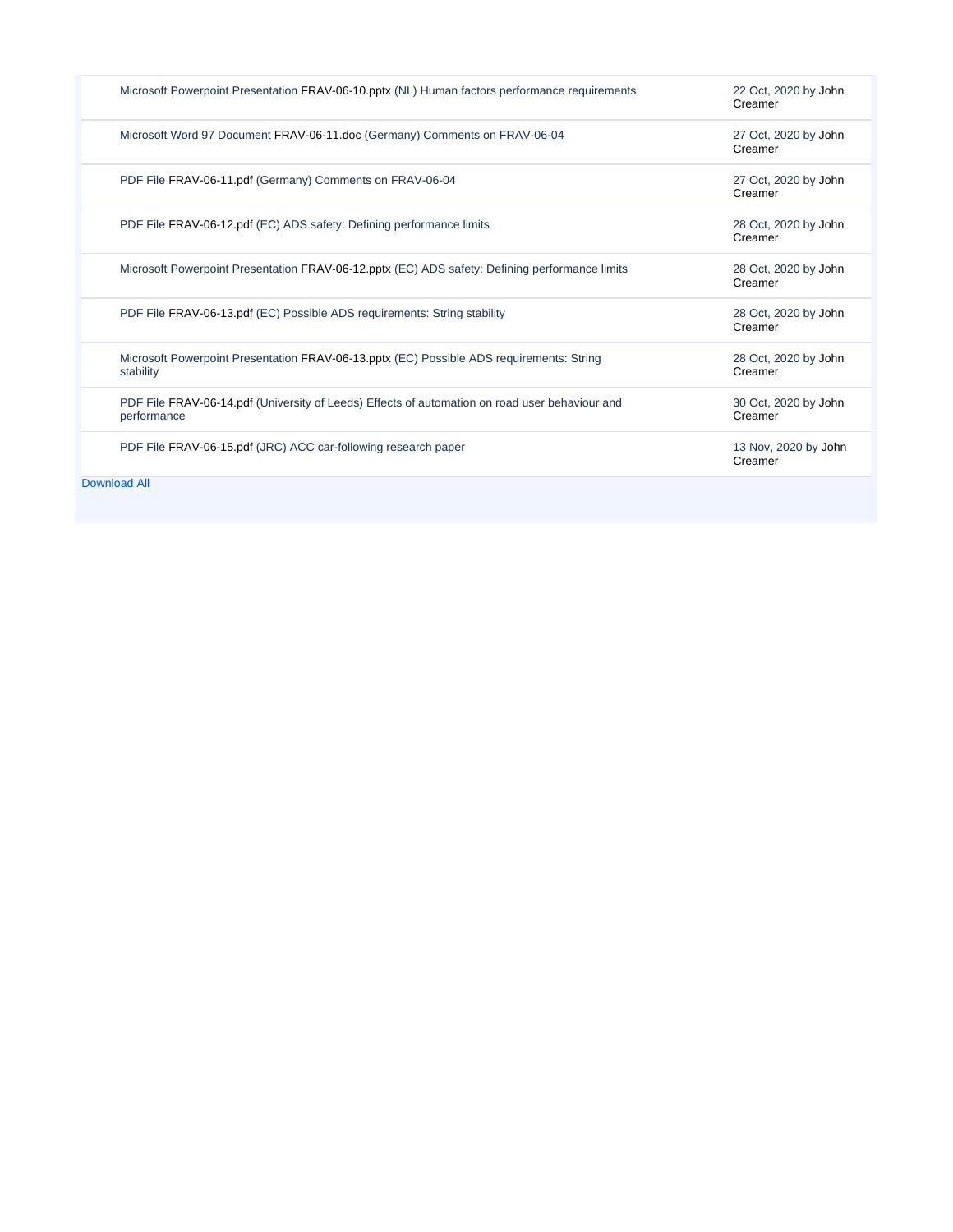| | |
|---|---|
| Microsoft Powerpoint Presentation FRAV-06-10.pptx (NL) Human factors performance requirements | 22 Oct, 2020 by John Creamer |
| Microsoft Word 97 Document FRAV-06-11.doc (Germany) Comments on FRAV-06-04 | 27 Oct, 2020 by John Creamer |
| PDF File FRAV-06-11.pdf (Germany) Comments on FRAV-06-04 | 27 Oct, 2020 by John Creamer |
| PDF File FRAV-06-12.pdf (EC) ADS safety: Defining performance limits | 28 Oct, 2020 by John Creamer |
| Microsoft Powerpoint Presentation FRAV-06-12.pptx (EC) ADS safety: Defining performance limits | 28 Oct, 2020 by John Creamer |
| PDF File FRAV-06-13.pdf (EC) Possible ADS requirements: String stability | 28 Oct, 2020 by John Creamer |
| Microsoft Powerpoint Presentation FRAV-06-13.pptx (EC) Possible ADS requirements: String stability | 28 Oct, 2020 by John Creamer |
| PDF File FRAV-06-14.pdf (University of Leeds) Effects of automation on road user behaviour and performance | 30 Oct, 2020 by John Creamer |
| PDF File FRAV-06-15.pdf (JRC) ACC car-following research paper | 13 Nov, 2020 by John Creamer |

Download All